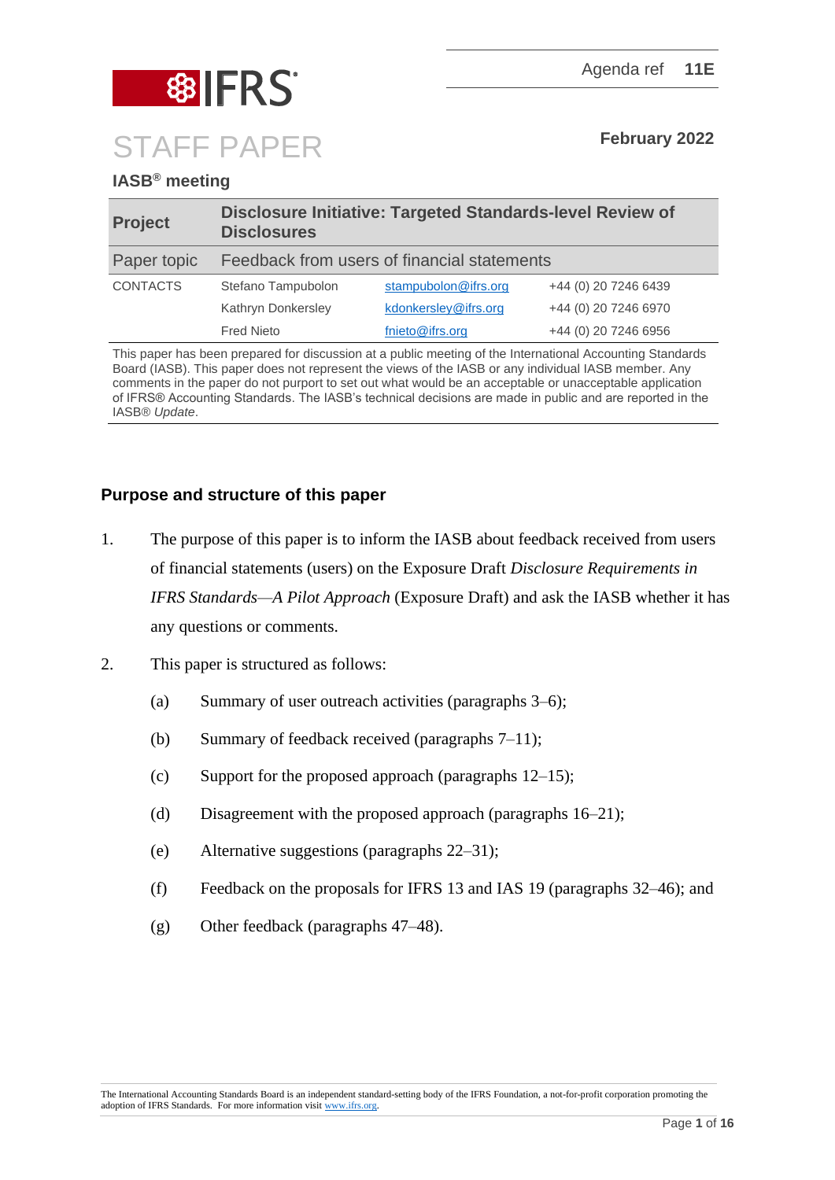Agenda ref **11E**

# STAFF PAPER

**February 2022**

**IASB® meeting**

| **Project** | **Disclosure Initiative: Targeted Standards-level Review of Disclosures** | | |
|---|---|---|---|
| Paper topic | Feedback from users of financial statements | | |
| CONTACTS | Stefano Tampubolon | stampubolon@ifrs.org | +44 (0) 20 7246 6439 |
| | Kathryn Donkersley | kdonkersley@ifrs.org | +44 (0) 20 7246 6970 |
| | Fred Nieto | fnieto@ifrs.org | +44 (0) 20 7246 6956 |

This paper has been prepared for discussion at a public meeting of the International Accounting Standards Board (IASB). This paper does not represent the views of the IASB or any individual IASB member. Any comments in the paper do not purport to set out what would be an acceptable or unacceptable application of IFRS® Accounting Standards. The IASB's technical decisions are made in public and are reported in the IASB® *Update*.

## Purpose and structure of this paper

1. The purpose of this paper is to inform the IASB about feedback received from users of financial statements (users) on the Exposure Draft *Disclosure Requirements in IFRS Standards—A Pilot Approach* (Exposure Draft) and ask the IASB whether it has any questions or comments.

2. This paper is structured as follows:

   (a) Summary of user outreach activities (paragraphs 3–6);

   (b) Summary of feedback received (paragraphs 7–11);

   (c) Support for the proposed approach (paragraphs 12–15);

   (d) Disagreement with the proposed approach (paragraphs 16–21);

   (e) Alternative suggestions (paragraphs 22–31);

   (f) Feedback on the proposals for IFRS 13 and IAS 19 (paragraphs 32–46); and

   (g) Other feedback (paragraphs 47–48).

The International Accounting Standards Board is an independent standard-setting body of the IFRS Foundation, a not-for-profit corporation promoting the adoption of IFRS Standards. For more information visit www.ifrs.org.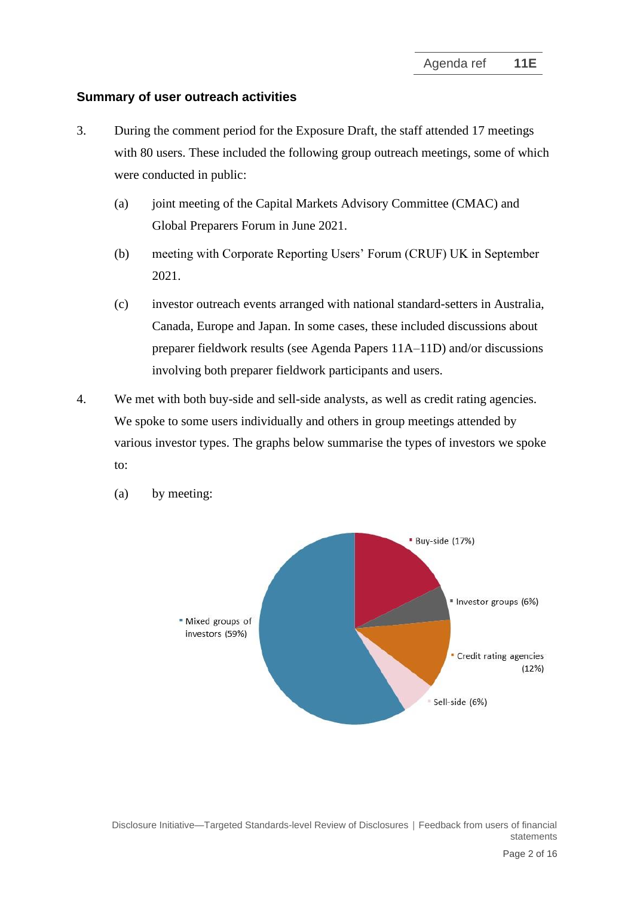## Summary of user outreach activities

3. During the comment period for the Exposure Draft, the staff attended 17 meetings with 80 users. These included the following group outreach meetings, some of which were conducted in public:

   (a) joint meeting of the Capital Markets Advisory Committee (CMAC) and Global Preparers Forum in June 2021.

   (b) meeting with Corporate Reporting Users' Forum (CRUF) UK in September 2021.

   (c) investor outreach events arranged with national standard-setters in Australia, Canada, Europe and Japan. In some cases, these included discussions about preparer fieldwork results (see Agenda Papers 11A–11D) and/or discussions involving both preparer fieldwork participants and users.

4. We met with both buy-side and sell-side analysts, as well as credit rating agencies. We spoke to some users individually and others in group meetings attended by various investor types. The graphs below summarise the types of investors we spoke to:

   (a) by meeting:

Buy-side (17%)
Investor groups (6%)
Credit rating agencies (12%)
Sell-side (6%)
Mixed groups of investors (59%)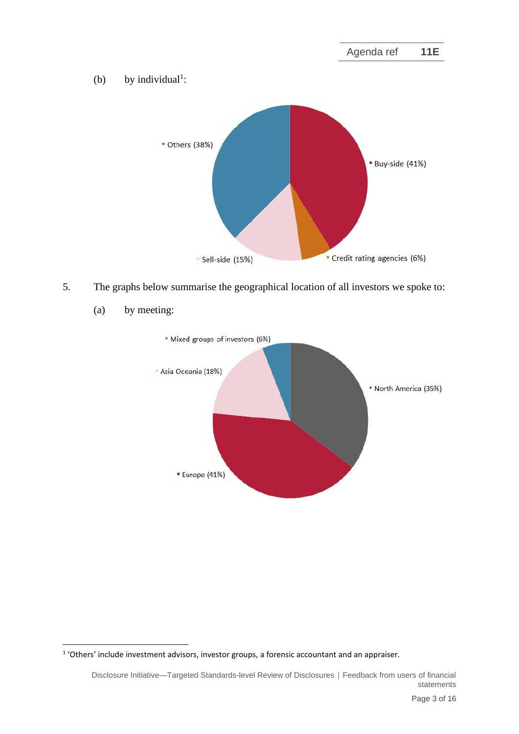(b) by individual[1]:

Others (38%)

Buy-side (41%)

Sell-side (15%)

Credit rating agencies (6%)

5. The graphs below summarise the geographical location of all investors we spoke to:

(a) by meeting:

Mixed groups of investors (6%)

Asia Oceania (18%)

North America (35%)

Europe (41%)

[1] 'Others' include investment advisors, investor groups, a forensic accountant and an appraiser.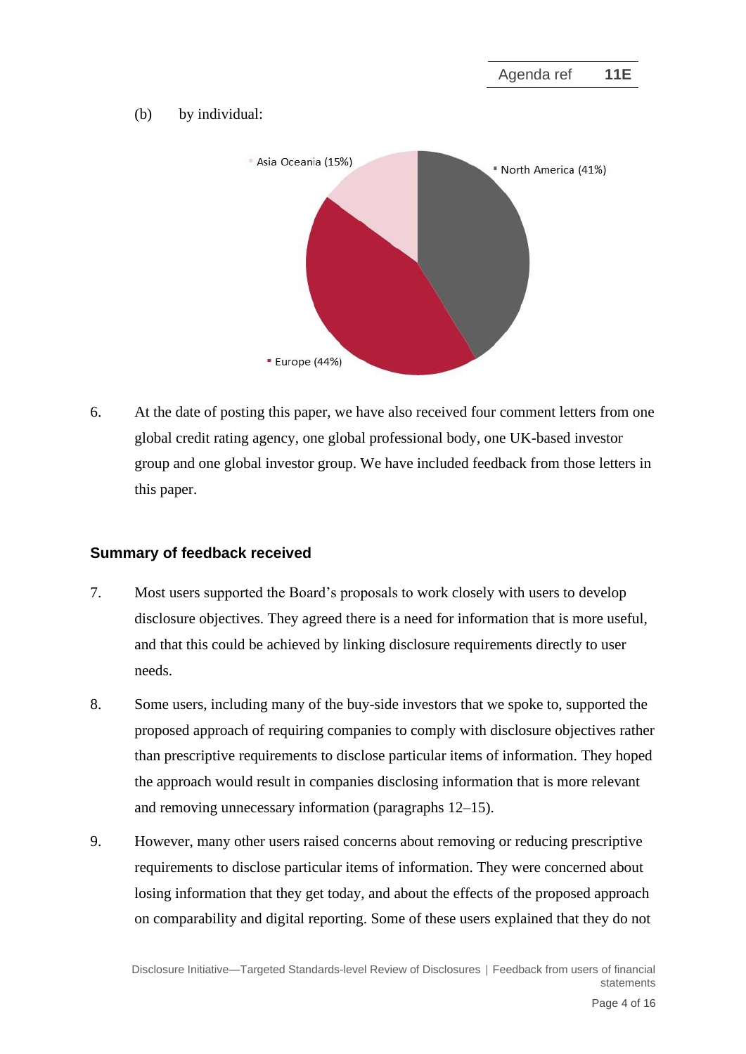(b) by individual:

Asia Oceania (15%)

North America (41%)

Europe (44%)

6. At the date of posting this paper, we have also received four comment letters from one global credit rating agency, one global professional body, one UK-based investor group and one global investor group. We have included feedback from those letters in this paper.

## Summary of feedback received

7. Most users supported the Board's proposals to work closely with users to develop disclosure objectives. They agreed there is a need for information that is more useful, and that this could be achieved by linking disclosure requirements directly to user needs.

8. Some users, including many of the buy-side investors that we spoke to, supported the proposed approach of requiring companies to comply with disclosure objectives rather than prescriptive requirements to disclose particular items of information. They hoped the approach would result in companies disclosing information that is more relevant and removing unnecessary information (paragraphs 12–15).

9. However, many other users raised concerns about removing or reducing prescriptive requirements to disclose particular items of information. They were concerned about losing information that they get today, and about the effects of the proposed approach on comparability and digital reporting. Some of these users explained that they do not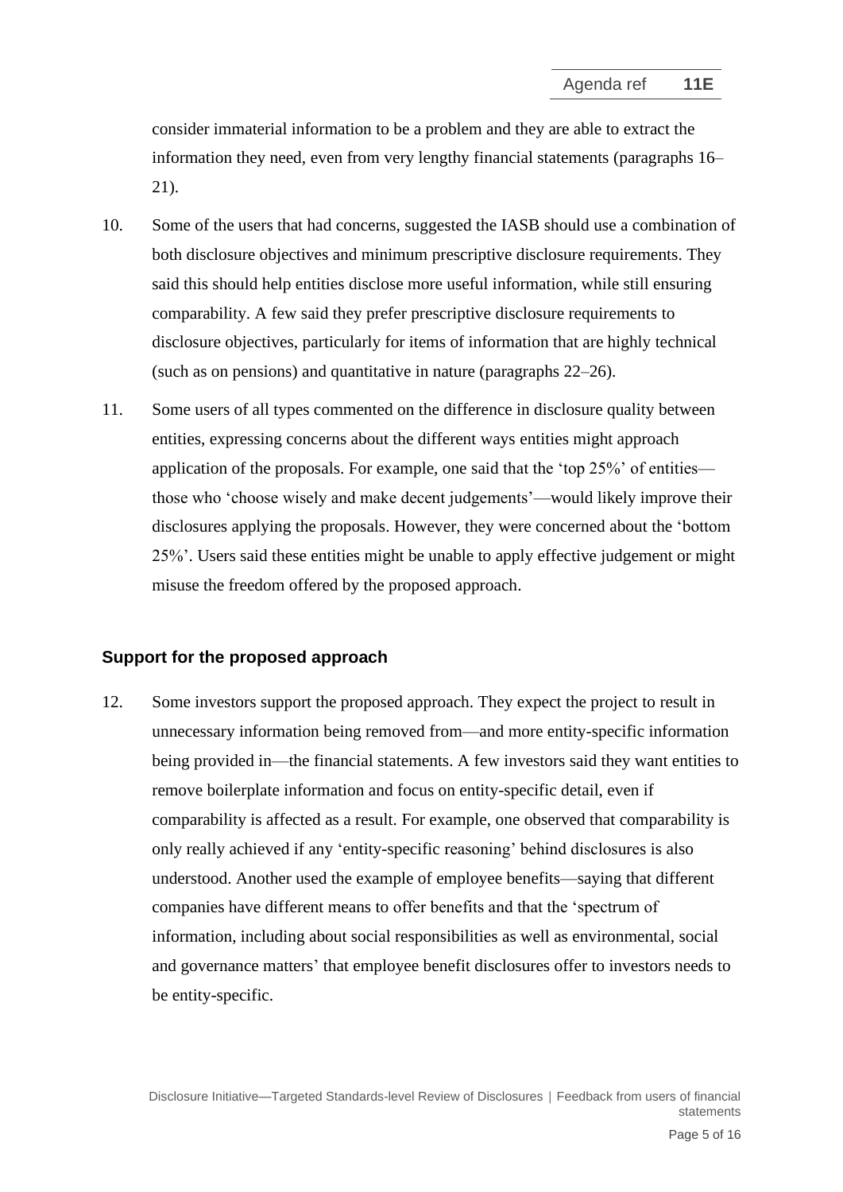consider immaterial information to be a problem and they are able to extract the information they need, even from very lengthy financial statements (paragraphs 16–21).

10. Some of the users that had concerns, suggested the IASB should use a combination of both disclosure objectives and minimum prescriptive disclosure requirements. They said this should help entities disclose more useful information, while still ensuring comparability. A few said they prefer prescriptive disclosure requirements to disclosure objectives, particularly for items of information that are highly technical (such as on pensions) and quantitative in nature (paragraphs 22–26).

11. Some users of all types commented on the difference in disclosure quality between entities, expressing concerns about the different ways entities might approach application of the proposals. For example, one said that the 'top 25%' of entities—those who 'choose wisely and make decent judgements'—would likely improve their disclosures applying the proposals. However, they were concerned about the 'bottom 25%'. Users said these entities might be unable to apply effective judgement or might misuse the freedom offered by the proposed approach.

## Support for the proposed approach

12. Some investors support the proposed approach. They expect the project to result in unnecessary information being removed from—and more entity-specific information being provided in—the financial statements. A few investors said they want entities to remove boilerplate information and focus on entity-specific detail, even if comparability is affected as a result. For example, one observed that comparability is only really achieved if any 'entity-specific reasoning' behind disclosures is also understood. Another used the example of employee benefits—saying that different companies have different means to offer benefits and that the 'spectrum of information, including about social responsibilities as well as environmental, social and governance matters' that employee benefit disclosures offer to investors needs to be entity-specific.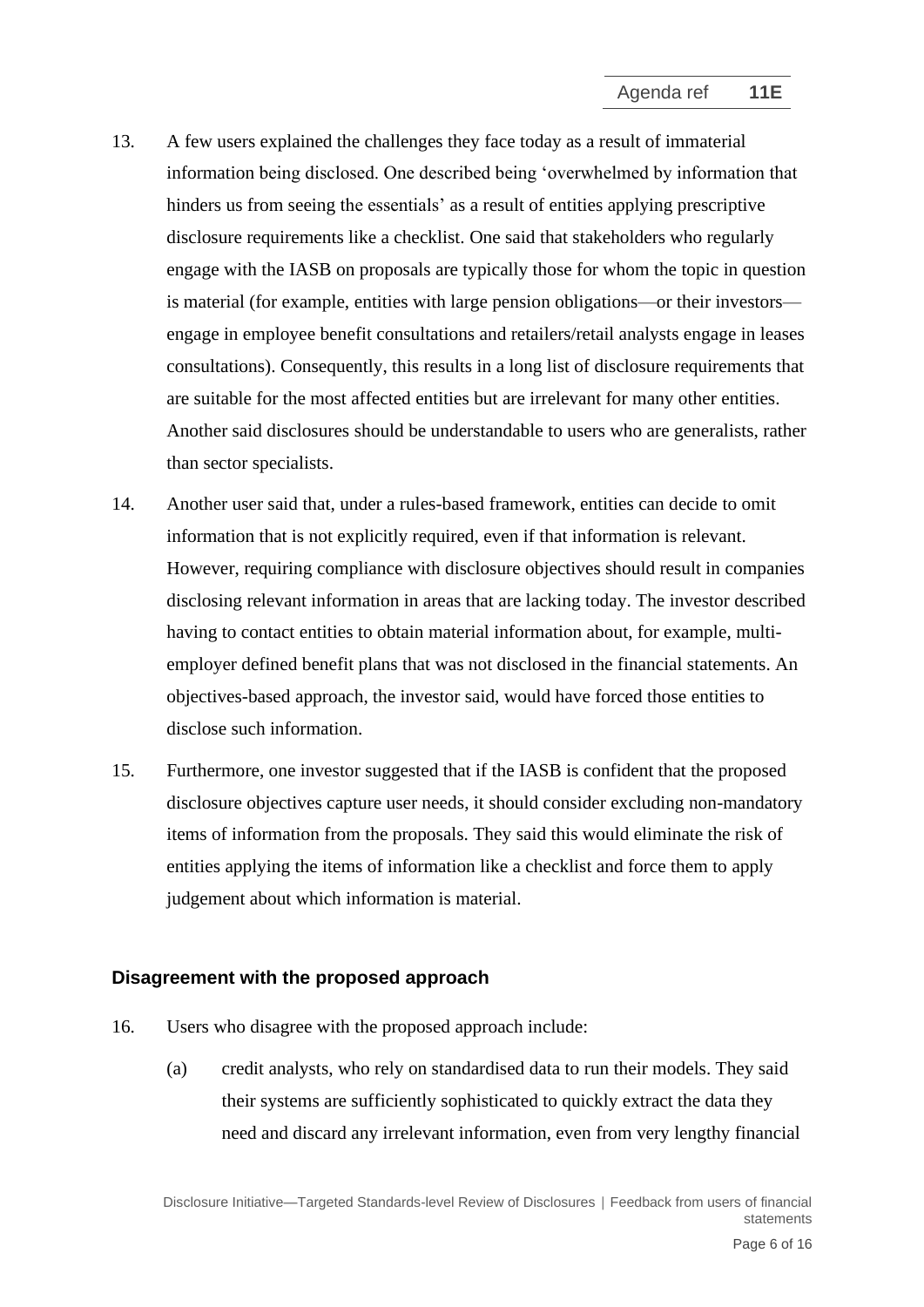13. A few users explained the challenges they face today as a result of immaterial information being disclosed. One described being 'overwhelmed by information that hinders us from seeing the essentials' as a result of entities applying prescriptive disclosure requirements like a checklist. One said that stakeholders who regularly engage with the IASB on proposals are typically those for whom the topic in question is material (for example, entities with large pension obligations—or their investors—engage in employee benefit consultations and retailers/retail analysts engage in leases consultations). Consequently, this results in a long list of disclosure requirements that are suitable for the most affected entities but are irrelevant for many other entities. Another said disclosures should be understandable to users who are generalists, rather than sector specialists.

14. Another user said that, under a rules-based framework, entities can decide to omit information that is not explicitly required, even if that information is relevant. However, requiring compliance with disclosure objectives should result in companies disclosing relevant information in areas that are lacking today. The investor described having to contact entities to obtain material information about, for example, multi-employer defined benefit plans that was not disclosed in the financial statements. An objectives-based approach, the investor said, would have forced those entities to disclose such information.

15. Furthermore, one investor suggested that if the IASB is confident that the proposed disclosure objectives capture user needs, it should consider excluding non-mandatory items of information from the proposals. They said this would eliminate the risk of entities applying the items of information like a checklist and force them to apply judgement about which information is material.

## Disagreement with the proposed approach

16. Users who disagree with the proposed approach include:

    (a) credit analysts, who rely on standardised data to run their models. They said their systems are sufficiently sophisticated to quickly extract the data they need and discard any irrelevant information, even from very lengthy financial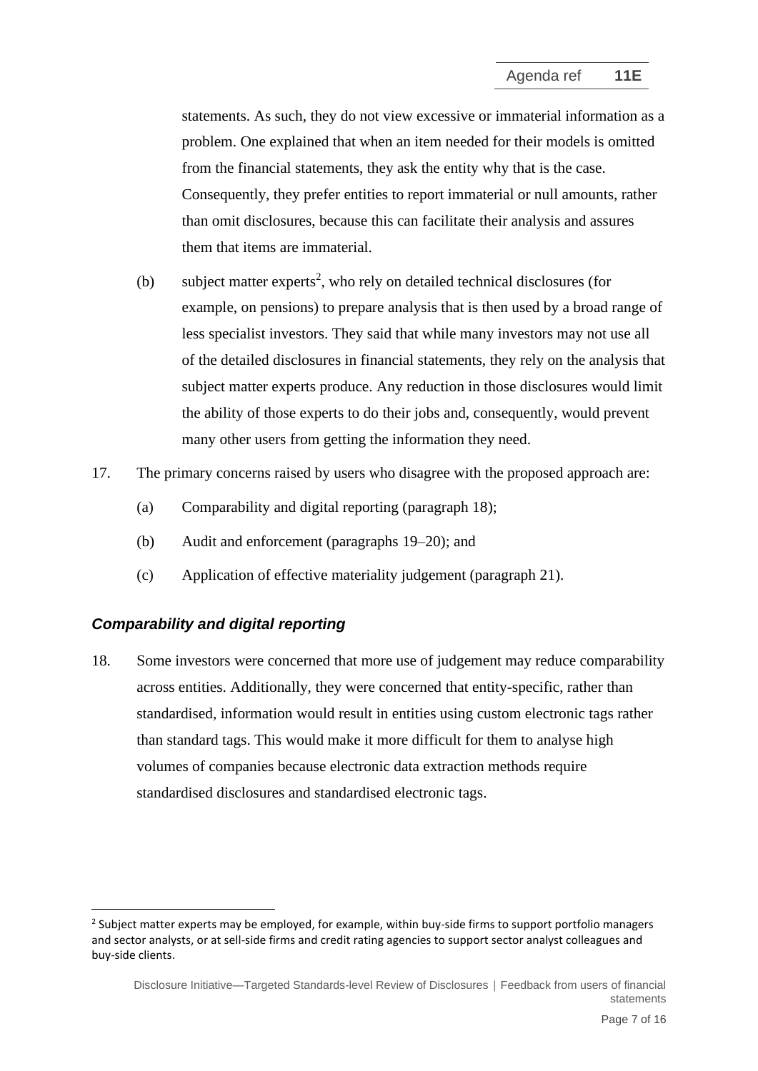statements. As such, they do not view excessive or immaterial information as a problem. One explained that when an item needed for their models is omitted from the financial statements, they ask the entity why that is the case. Consequently, they prefer entities to report immaterial or null amounts, rather than omit disclosures, because this can facilitate their analysis and assures them that items are immaterial.

(b) subject matter experts[2], who rely on detailed technical disclosures (for example, on pensions) to prepare analysis that is then used by a broad range of less specialist investors. They said that while many investors may not use all of the detailed disclosures in financial statements, they rely on the analysis that subject matter experts produce. Any reduction in those disclosures would limit the ability of those experts to do their jobs and, consequently, would prevent many other users from getting the information they need.

17. The primary concerns raised by users who disagree with the proposed approach are:

(a) Comparability and digital reporting (paragraph 18);

(b) Audit and enforcement (paragraphs 19–20); and

(c) Application of effective materiality judgement (paragraph 21).

### *Comparability and digital reporting*

18. Some investors were concerned that more use of judgement may reduce comparability across entities. Additionally, they were concerned that entity-specific, rather than standardised, information would result in entities using custom electronic tags rather than standard tags. This would make it more difficult for them to analyse high volumes of companies because electronic data extraction methods require standardised disclosures and standardised electronic tags.

---

[2] Subject matter experts may be employed, for example, within buy-side firms to support portfolio managers and sector analysts, or at sell-side firms and credit rating agencies to support sector analyst colleagues and buy-side clients.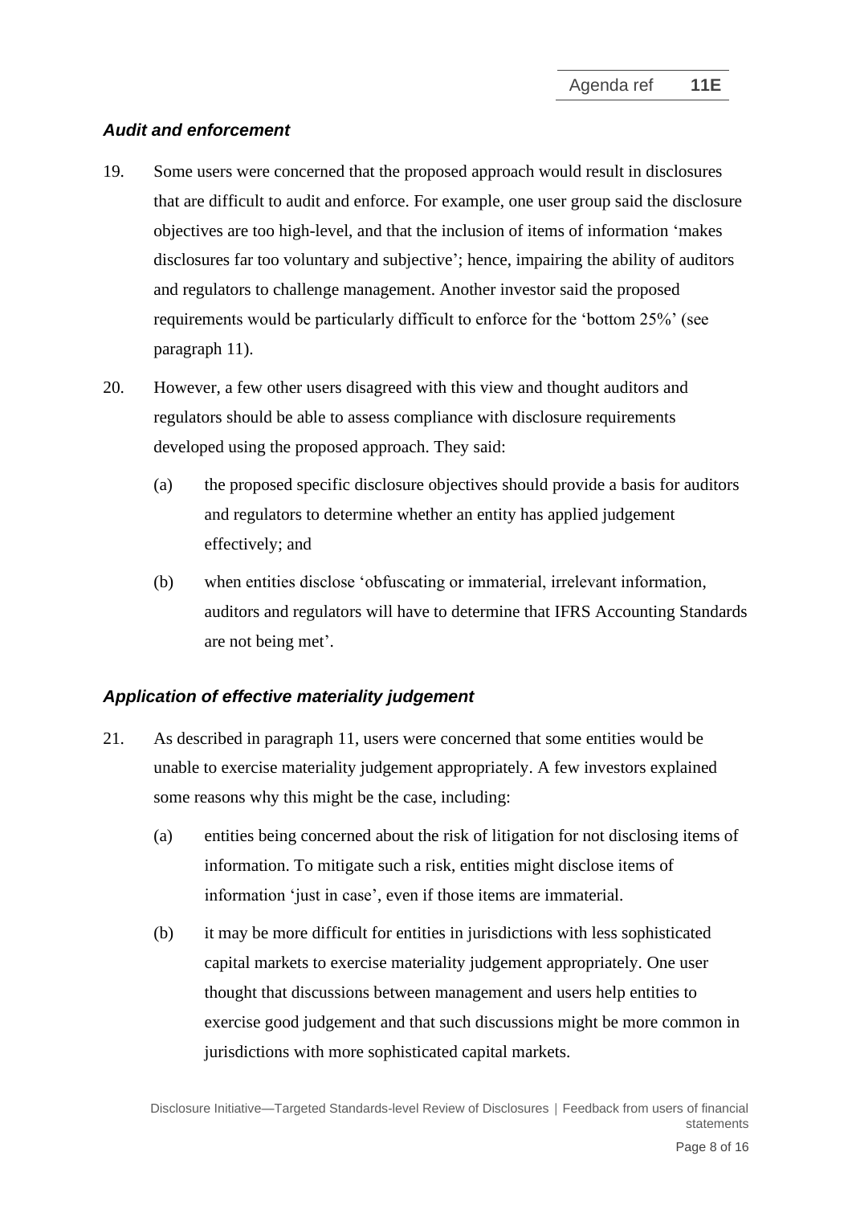### *Audit and enforcement*

19. Some users were concerned that the proposed approach would result in disclosures that are difficult to audit and enforce. For example, one user group said the disclosure objectives are too high-level, and that the inclusion of items of information 'makes disclosures far too voluntary and subjective'; hence, impairing the ability of auditors and regulators to challenge management. Another investor said the proposed requirements would be particularly difficult to enforce for the 'bottom 25%' (see paragraph 11).

20. However, a few other users disagreed with this view and thought auditors and regulators should be able to assess compliance with disclosure requirements developed using the proposed approach. They said:

    (a) the proposed specific disclosure objectives should provide a basis for auditors and regulators to determine whether an entity has applied judgement effectively; and

    (b) when entities disclose 'obfuscating or immaterial, irrelevant information, auditors and regulators will have to determine that IFRS Accounting Standards are not being met'.

### *Application of effective materiality judgement*

21. As described in paragraph 11, users were concerned that some entities would be unable to exercise materiality judgement appropriately. A few investors explained some reasons why this might be the case, including:

    (a) entities being concerned about the risk of litigation for not disclosing items of information. To mitigate such a risk, entities might disclose items of information 'just in case', even if those items are immaterial.

    (b) it may be more difficult for entities in jurisdictions with less sophisticated capital markets to exercise materiality judgement appropriately. One user thought that discussions between management and users help entities to exercise good judgement and that such discussions might be more common in jurisdictions with more sophisticated capital markets.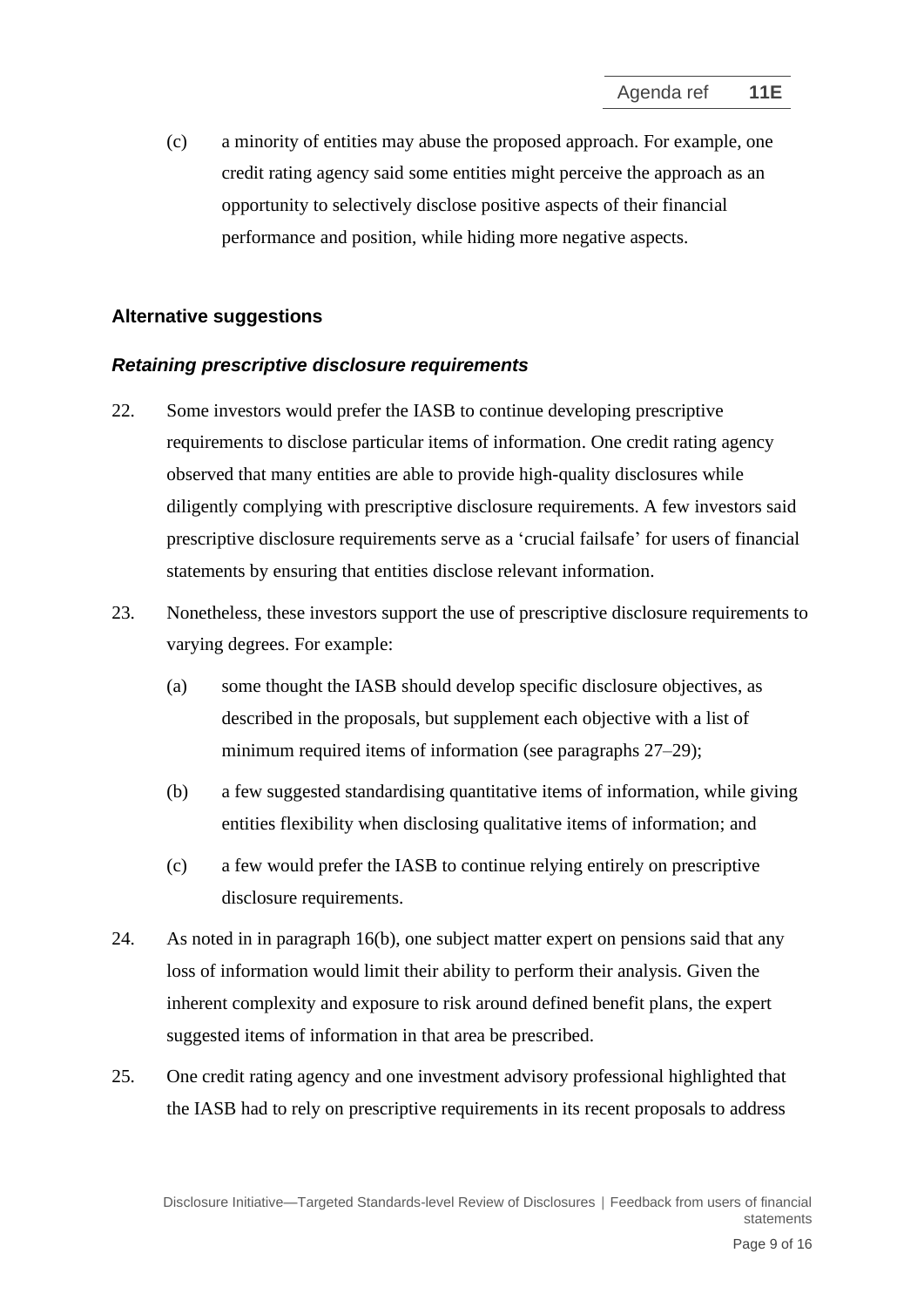(c) a minority of entities may abuse the proposed approach. For example, one credit rating agency said some entities might perceive the approach as an opportunity to selectively disclose positive aspects of their financial performance and position, while hiding more negative aspects.

### Alternative suggestions

#### *Retaining prescriptive disclosure requirements*

22. Some investors would prefer the IASB to continue developing prescriptive requirements to disclose particular items of information. One credit rating agency observed that many entities are able to provide high-quality disclosures while diligently complying with prescriptive disclosure requirements. A few investors said prescriptive disclosure requirements serve as a 'crucial failsafe' for users of financial statements by ensuring that entities disclose relevant information.

23. Nonetheless, these investors support the use of prescriptive disclosure requirements to varying degrees. For example:

    (a) some thought the IASB should develop specific disclosure objectives, as described in the proposals, but supplement each objective with a list of minimum required items of information (see paragraphs 27–29);

    (b) a few suggested standardising quantitative items of information, while giving entities flexibility when disclosing qualitative items of information; and

    (c) a few would prefer the IASB to continue relying entirely on prescriptive disclosure requirements.

24. As noted in in paragraph 16(b), one subject matter expert on pensions said that any loss of information would limit their ability to perform their analysis. Given the inherent complexity and exposure to risk around defined benefit plans, the expert suggested items of information in that area be prescribed.

25. One credit rating agency and one investment advisory professional highlighted that the IASB had to rely on prescriptive requirements in its recent proposals to address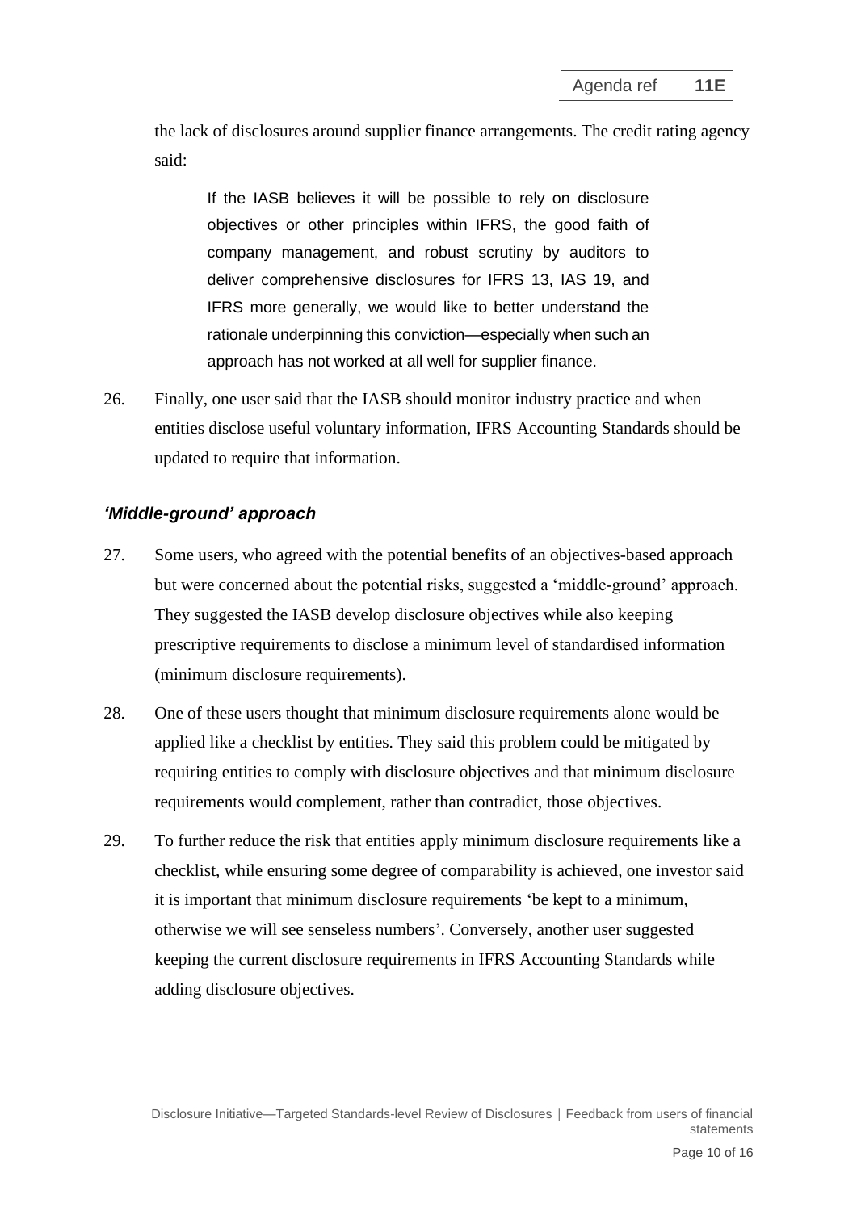the lack of disclosures around supplier finance arrangements. The credit rating agency said:

> If the IASB believes it will be possible to rely on disclosure objectives or other principles within IFRS, the good faith of company management, and robust scrutiny by auditors to deliver comprehensive disclosures for IFRS 13, IAS 19, and IFRS more generally, we would like to better understand the rationale underpinning this conviction—especially when such an approach has not worked at all well for supplier finance.

26. Finally, one user said that the IASB should monitor industry practice and when entities disclose useful voluntary information, IFRS Accounting Standards should be updated to require that information.

### *'Middle-ground' approach*

27. Some users, who agreed with the potential benefits of an objectives-based approach but were concerned about the potential risks, suggested a 'middle-ground' approach. They suggested the IASB develop disclosure objectives while also keeping prescriptive requirements to disclose a minimum level of standardised information (minimum disclosure requirements).

28. One of these users thought that minimum disclosure requirements alone would be applied like a checklist by entities. They said this problem could be mitigated by requiring entities to comply with disclosure objectives and that minimum disclosure requirements would complement, rather than contradict, those objectives.

29. To further reduce the risk that entities apply minimum disclosure requirements like a checklist, while ensuring some degree of comparability is achieved, one investor said it is important that minimum disclosure requirements 'be kept to a minimum, otherwise we will see senseless numbers'. Conversely, another user suggested keeping the current disclosure requirements in IFRS Accounting Standards while adding disclosure objectives.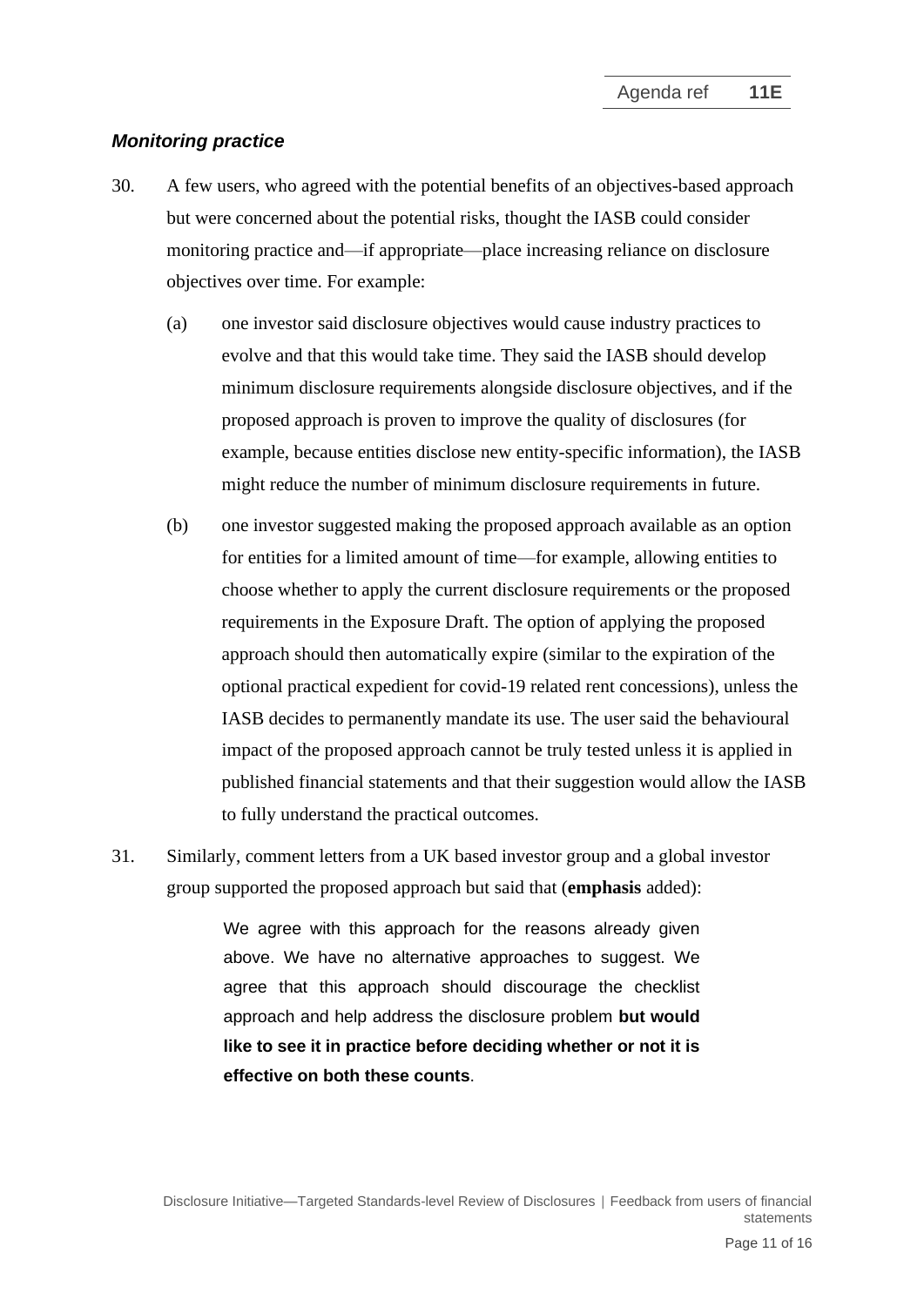### *Monitoring practice*

30. A few users, who agreed with the potential benefits of an objectives-based approach but were concerned about the potential risks, thought the IASB could consider monitoring practice and—if appropriate—place increasing reliance on disclosure objectives over time. For example:

    (a) one investor said disclosure objectives would cause industry practices to evolve and that this would take time. They said the IASB should develop minimum disclosure requirements alongside disclosure objectives, and if the proposed approach is proven to improve the quality of disclosures (for example, because entities disclose new entity-specific information), the IASB might reduce the number of minimum disclosure requirements in future.

    (b) one investor suggested making the proposed approach available as an option for entities for a limited amount of time—for example, allowing entities to choose whether to apply the current disclosure requirements or the proposed requirements in the Exposure Draft. The option of applying the proposed approach should then automatically expire (similar to the expiration of the optional practical expedient for covid-19 related rent concessions), unless the IASB decides to permanently mandate its use. The user said the behavioural impact of the proposed approach cannot be truly tested unless it is applied in published financial statements and that their suggestion would allow the IASB to fully understand the practical outcomes.

31. Similarly, comment letters from a UK based investor group and a global investor group supported the proposed approach but said that (**emphasis** added):

> We agree with this approach for the reasons already given above. We have no alternative approaches to suggest. We agree that this approach should discourage the checklist approach and help address the disclosure problem **but would like to see it in practice before deciding whether or not it is effective on both these counts**.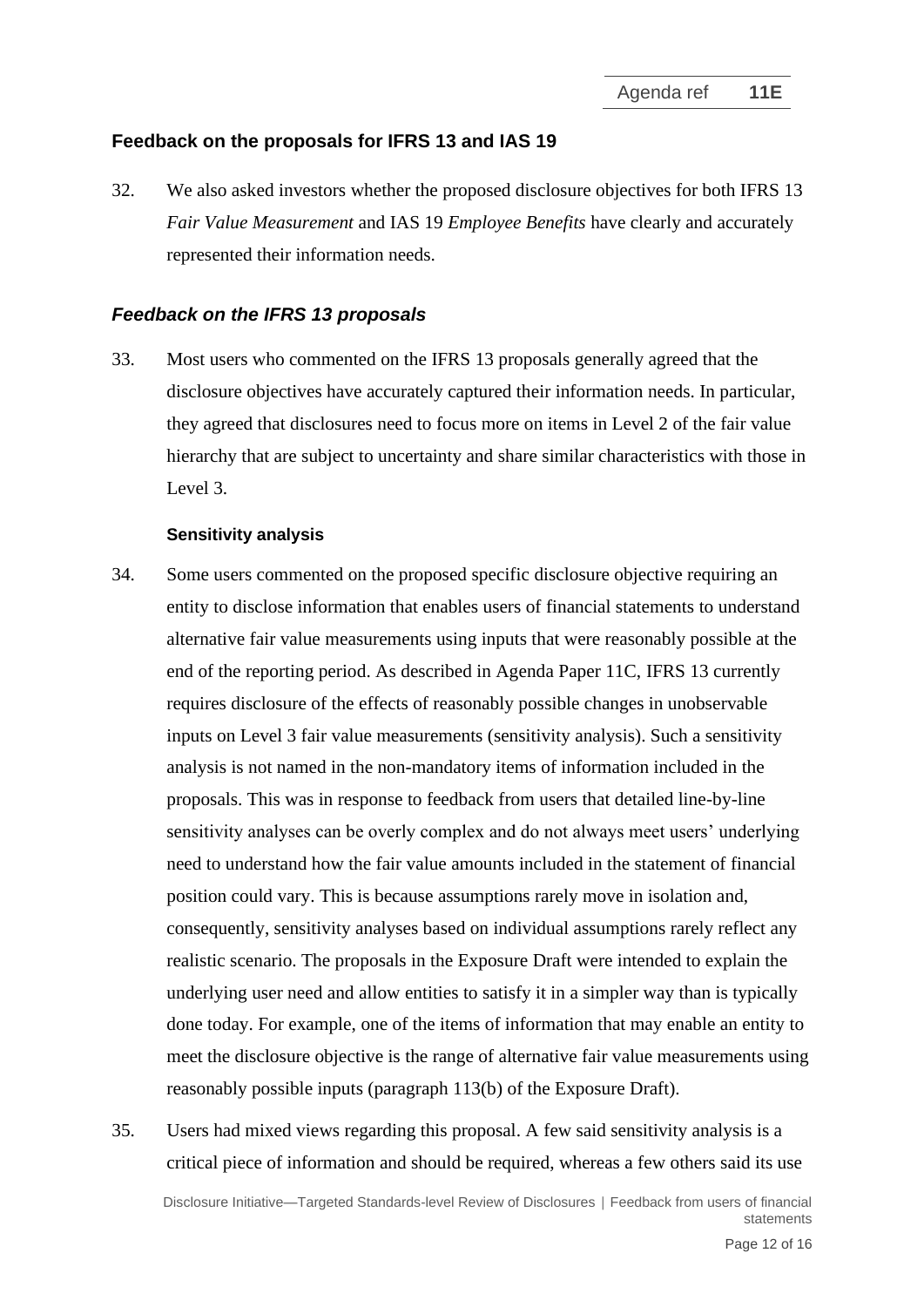## Feedback on the proposals for IFRS 13 and IAS 19

32. We also asked investors whether the proposed disclosure objectives for both IFRS 13 *Fair Value Measurement* and IAS 19 *Employee Benefits* have clearly and accurately represented their information needs.

### *Feedback on the IFRS 13 proposals*

33. Most users who commented on the IFRS 13 proposals generally agreed that the disclosure objectives have accurately captured their information needs. In particular, they agreed that disclosures need to focus more on items in Level 2 of the fair value hierarchy that are subject to uncertainty and share similar characteristics with those in Level 3.

#### Sensitivity analysis

34. Some users commented on the proposed specific disclosure objective requiring an entity to disclose information that enables users of financial statements to understand alternative fair value measurements using inputs that were reasonably possible at the end of the reporting period. As described in Agenda Paper 11C, IFRS 13 currently requires disclosure of the effects of reasonably possible changes in unobservable inputs on Level 3 fair value measurements (sensitivity analysis). Such a sensitivity analysis is not named in the non-mandatory items of information included in the proposals. This was in response to feedback from users that detailed line-by-line sensitivity analyses can be overly complex and do not always meet users' underlying need to understand how the fair value amounts included in the statement of financial position could vary. This is because assumptions rarely move in isolation and, consequently, sensitivity analyses based on individual assumptions rarely reflect any realistic scenario. The proposals in the Exposure Draft were intended to explain the underlying user need and allow entities to satisfy it in a simpler way than is typically done today. For example, one of the items of information that may enable an entity to meet the disclosure objective is the range of alternative fair value measurements using reasonably possible inputs (paragraph 113(b) of the Exposure Draft).

35. Users had mixed views regarding this proposal. A few said sensitivity analysis is a critical piece of information and should be required, whereas a few others said its use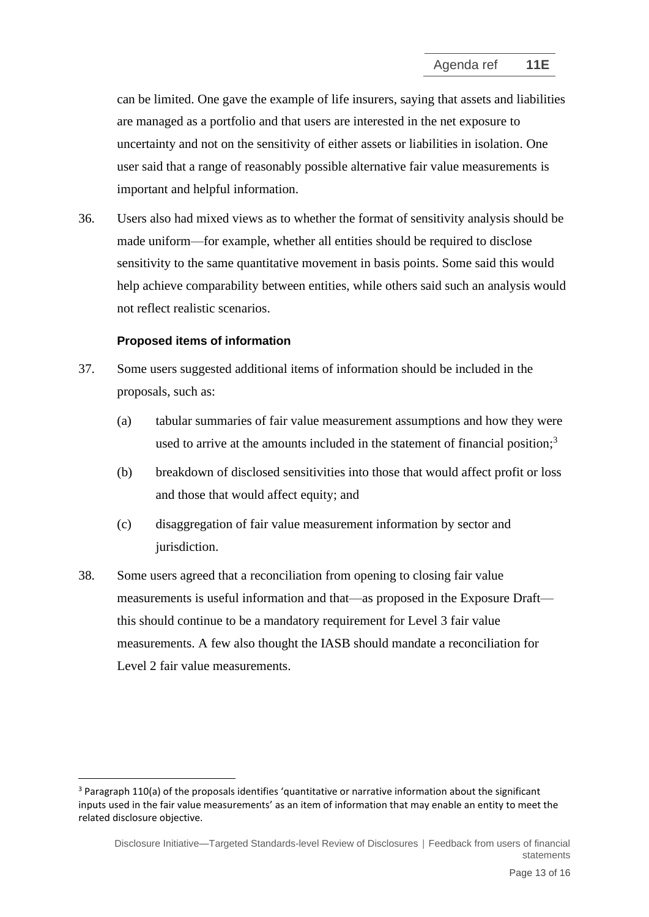can be limited. One gave the example of life insurers, saying that assets and liabilities are managed as a portfolio and that users are interested in the net exposure to uncertainty and not on the sensitivity of either assets or liabilities in isolation. One user said that a range of reasonably possible alternative fair value measurements is important and helpful information.

36. Users also had mixed views as to whether the format of sensitivity analysis should be made uniform—for example, whether all entities should be required to disclose sensitivity to the same quantitative movement in basis points. Some said this would help achieve comparability between entities, while others said such an analysis would not reflect realistic scenarios.

### Proposed items of information

37. Some users suggested additional items of information should be included in the proposals, such as:

    (a) tabular summaries of fair value measurement assumptions and how they were used to arrive at the amounts included in the statement of financial position;[3]

    (b) breakdown of disclosed sensitivities into those that would affect profit or loss and those that would affect equity; and

    (c) disaggregation of fair value measurement information by sector and jurisdiction.

38. Some users agreed that a reconciliation from opening to closing fair value measurements is useful information and that—as proposed in the Exposure Draft—this should continue to be a mandatory requirement for Level 3 fair value measurements. A few also thought the IASB should mandate a reconciliation for Level 2 fair value measurements.

---

[3] Paragraph 110(a) of the proposals identifies 'quantitative or narrative information about the significant inputs used in the fair value measurements' as an item of information that may enable an entity to meet the related disclosure objective.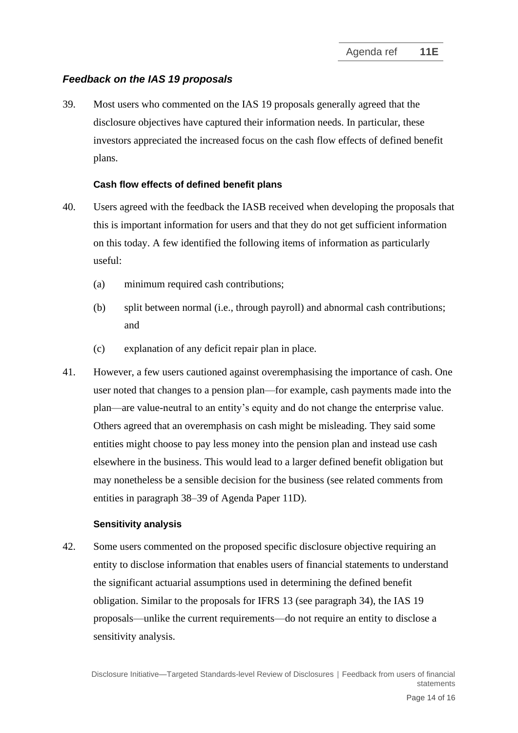### *Feedback on the IAS 19 proposals*

39. Most users who commented on the IAS 19 proposals generally agreed that the disclosure objectives have captured their information needs. In particular, these investors appreciated the increased focus on the cash flow effects of defined benefit plans.

#### Cash flow effects of defined benefit plans

40. Users agreed with the feedback the IASB received when developing the proposals that this is important information for users and that they do not get sufficient information on this today. A few identified the following items of information as particularly useful:

    (a) minimum required cash contributions;

    (b) split between normal (i.e., through payroll) and abnormal cash contributions; and

    (c) explanation of any deficit repair plan in place.

41. However, a few users cautioned against overemphasising the importance of cash. One user noted that changes to a pension plan—for example, cash payments made into the plan—are value-neutral to an entity's equity and do not change the enterprise value. Others agreed that an overemphasis on cash might be misleading. They said some entities might choose to pay less money into the pension plan and instead use cash elsewhere in the business. This would lead to a larger defined benefit obligation but may nonetheless be a sensible decision for the business (see related comments from entities in paragraph 38–39 of Agenda Paper 11D).

#### Sensitivity analysis

42. Some users commented on the proposed specific disclosure objective requiring an entity to disclose information that enables users of financial statements to understand the significant actuarial assumptions used in determining the defined benefit obligation. Similar to the proposals for IFRS 13 (see paragraph 34), the IAS 19 proposals—unlike the current requirements—do not require an entity to disclose a sensitivity analysis.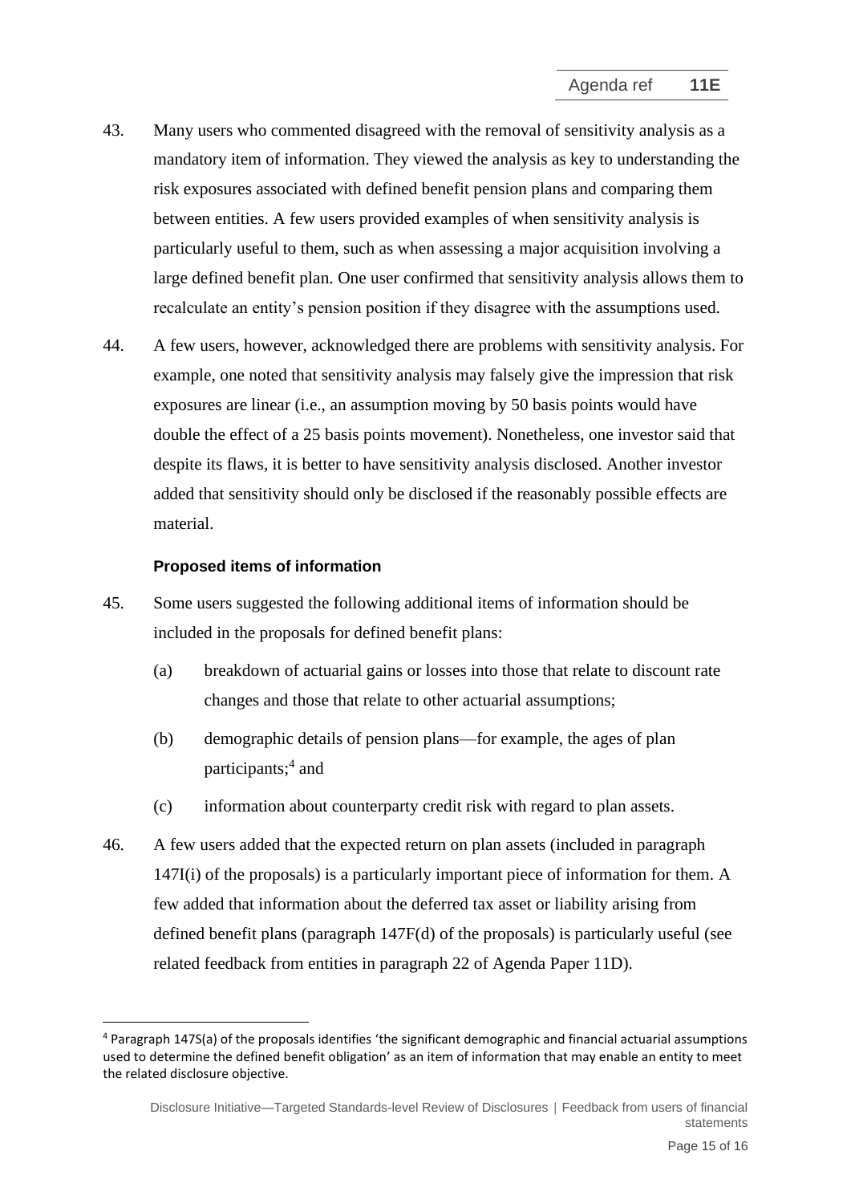43. Many users who commented disagreed with the removal of sensitivity analysis as a mandatory item of information. They viewed the analysis as key to understanding the risk exposures associated with defined benefit pension plans and comparing them between entities. A few users provided examples of when sensitivity analysis is particularly useful to them, such as when assessing a major acquisition involving a large defined benefit plan. One user confirmed that sensitivity analysis allows them to recalculate an entity's pension position if they disagree with the assumptions used.

44. A few users, however, acknowledged there are problems with sensitivity analysis. For example, one noted that sensitivity analysis may falsely give the impression that risk exposures are linear (i.e., an assumption moving by 50 basis points would have double the effect of a 25 basis points movement). Nonetheless, one investor said that despite its flaws, it is better to have sensitivity analysis disclosed. Another investor added that sensitivity should only be disclosed if the reasonably possible effects are material.

#### Proposed items of information

45. Some users suggested the following additional items of information should be included in the proposals for defined benefit plans:

    (a) breakdown of actuarial gains or losses into those that relate to discount rate changes and those that relate to other actuarial assumptions;

    (b) demographic details of pension plans—for example, the ages of plan participants;[4] and

    (c) information about counterparty credit risk with regard to plan assets.

46. A few users added that the expected return on plan assets (included in paragraph 147I(i) of the proposals) is a particularly important piece of information for them. A few added that information about the deferred tax asset or liability arising from defined benefit plans (paragraph 147F(d) of the proposals) is particularly useful (see related feedback from entities in paragraph 22 of Agenda Paper 11D).

---

[4] Paragraph 147S(a) of the proposals identifies 'the significant demographic and financial actuarial assumptions used to determine the defined benefit obligation' as an item of information that may enable an entity to meet the related disclosure objective.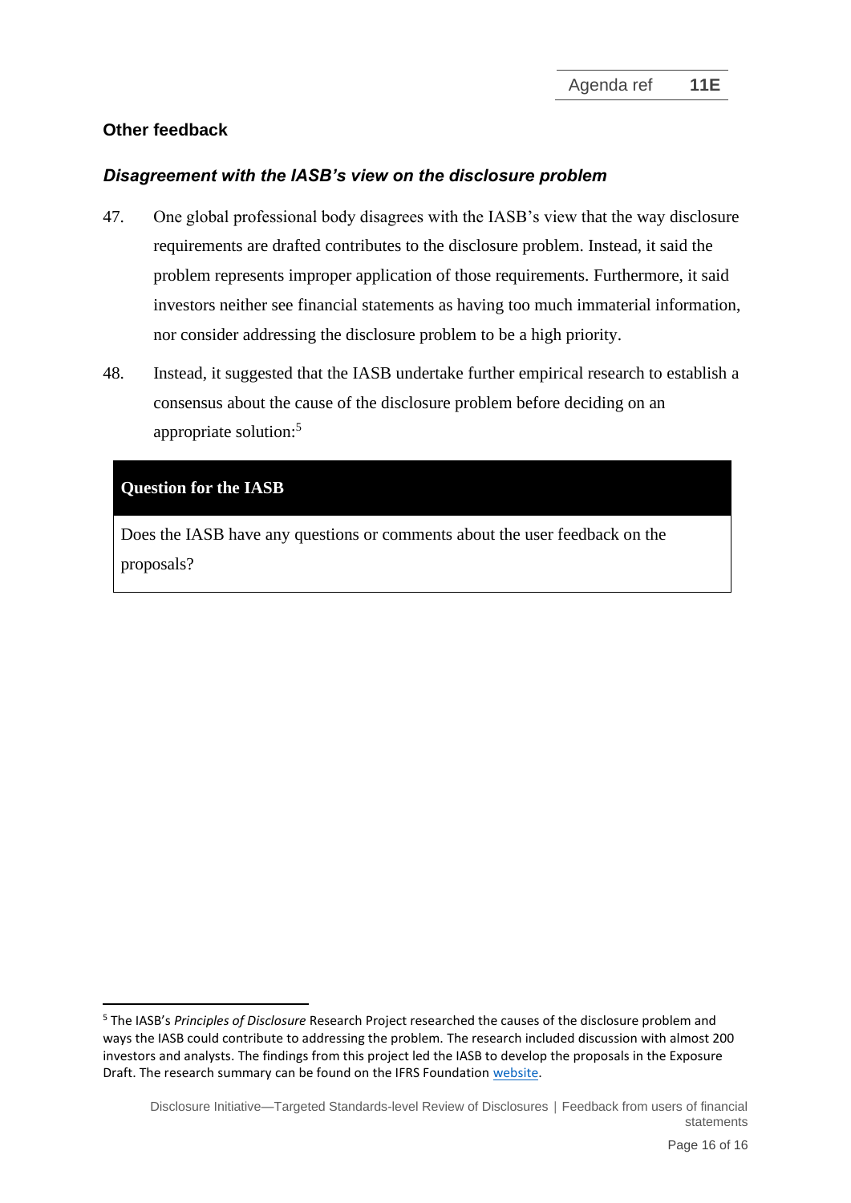## Other feedback

### *Disagreement with the IASB's view on the disclosure problem*

47. One global professional body disagrees with the IASB's view that the way disclosure requirements are drafted contributes to the disclosure problem. Instead, it said the problem represents improper application of those requirements. Furthermore, it said investors neither see financial statements as having too much immaterial information, nor consider addressing the disclosure problem to be a high priority.

48. Instead, it suggested that the IASB undertake further empirical research to establish a consensus about the cause of the disclosure problem before deciding on an appropriate solution:[5]

| **Question for the IASB** |
| --- |
| Does the IASB have any questions or comments about the user feedback on the proposals? |

[5] The IASB's *Principles of Disclosure* Research Project researched the causes of the disclosure problem and ways the IASB could contribute to addressing the problem. The research included discussion with almost 200 investors and analysts. The findings from this project led the IASB to develop the proposals in the Exposure Draft. The research summary can be found on the IFRS Foundation website.